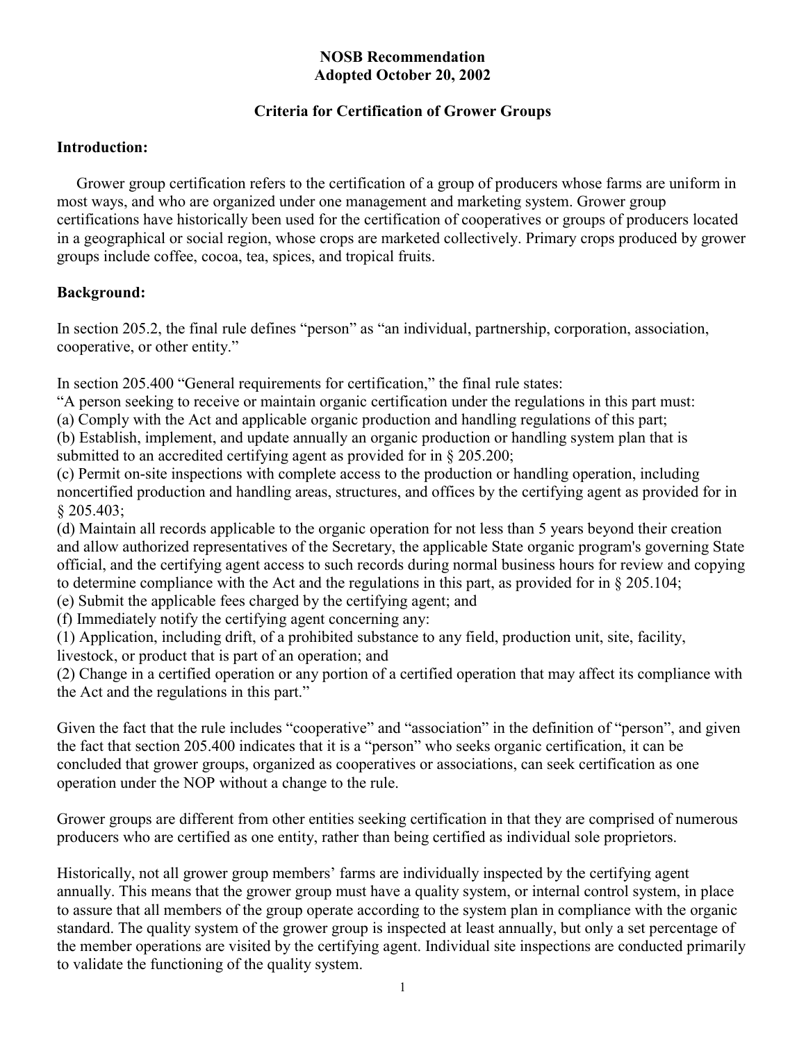**NOSB Recommendation**
**Adopted October 20, 2002**

**Criteria for Certification of Grower Groups**

## Introduction:

Grower group certification refers to the certification of a group of producers whose farms are uniform in most ways, and who are organized under one management and marketing system. Grower group certifications have historically been used for the certification of cooperatives or groups of producers located in a geographical or social region, whose crops are marketed collectively. Primary crops produced by grower groups include coffee, cocoa, tea, spices, and tropical fruits.

## Background:

In section 205.2, the final rule defines "person" as "an individual, partnership, corporation, association, cooperative, or other entity."

In section 205.400 "General requirements for certification," the final rule states:
"A person seeking to receive or maintain organic certification under the regulations in this part must:
(a) Comply with the Act and applicable organic production and handling regulations of this part;
(b) Establish, implement, and update annually an organic production or handling system plan that is submitted to an accredited certifying agent as provided for in § 205.200;
(c) Permit on-site inspections with complete access to the production or handling operation, including noncertified production and handling areas, structures, and offices by the certifying agent as provided for in § 205.403;
(d) Maintain all records applicable to the organic operation for not less than 5 years beyond their creation and allow authorized representatives of the Secretary, the applicable State organic program's governing State official, and the certifying agent access to such records during normal business hours for review and copying to determine compliance with the Act and the regulations in this part, as provided for in § 205.104;
(e) Submit the applicable fees charged by the certifying agent; and
(f) Immediately notify the certifying agent concerning any:
(1) Application, including drift, of a prohibited substance to any field, production unit, site, facility, livestock, or product that is part of an operation; and
(2) Change in a certified operation or any portion of a certified operation that may affect its compliance with the Act and the regulations in this part."

Given the fact that the rule includes "cooperative" and "association" in the definition of "person", and given the fact that section 205.400 indicates that it is a "person" who seeks organic certification, it can be concluded that grower groups, organized as cooperatives or associations, can seek certification as one operation under the NOP without a change to the rule.

Grower groups are different from other entities seeking certification in that they are comprised of numerous producers who are certified as one entity, rather than being certified as individual sole proprietors.

Historically, not all grower group members' farms are individually inspected by the certifying agent annually. This means that the grower group must have a quality system, or internal control system, in place to assure that all members of the group operate according to the system plan in compliance with the organic standard. The quality system of the grower group is inspected at least annually, but only a set percentage of the member operations are visited by the certifying agent. Individual site inspections are conducted primarily to validate the functioning of the quality system.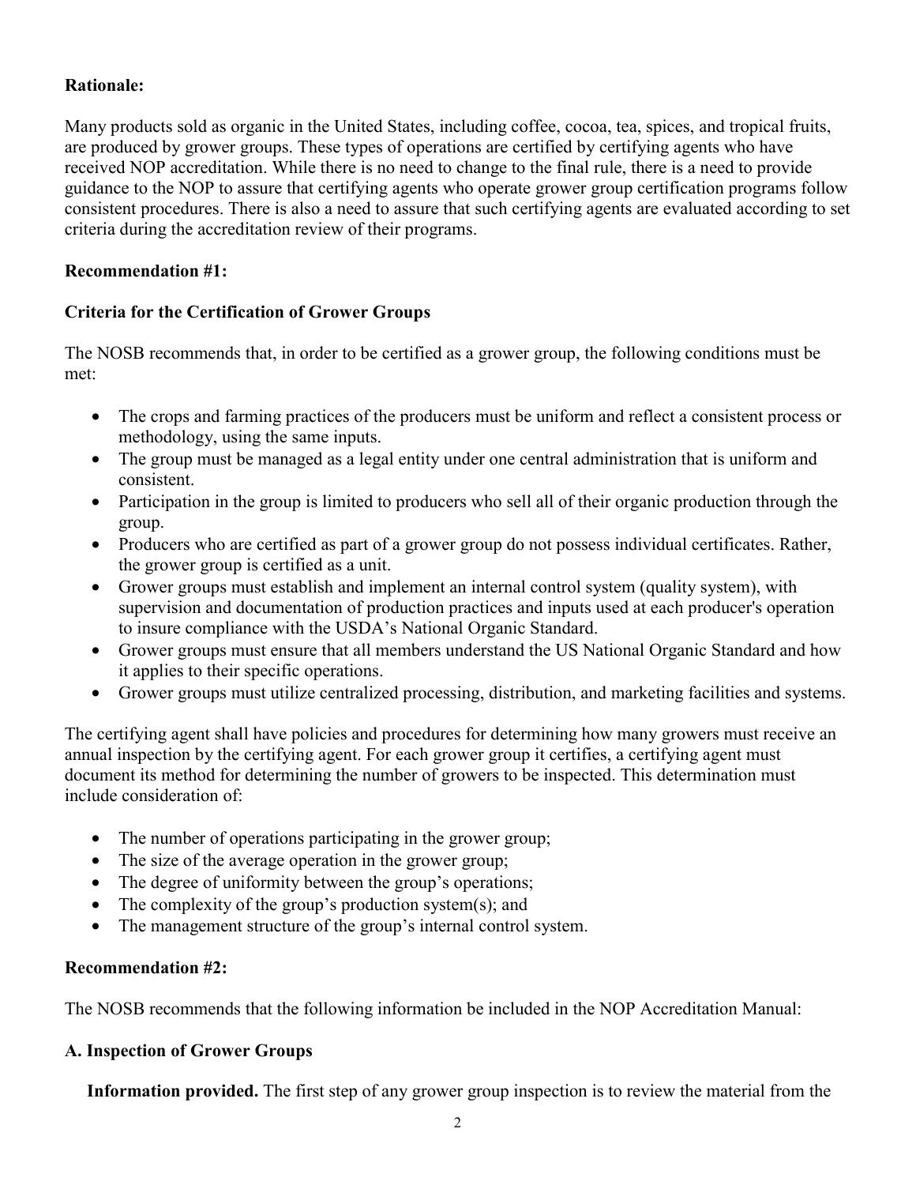**Rationale:**

Many products sold as organic in the United States, including coffee, cocoa, tea, spices, and tropical fruits, are produced by grower groups. These types of operations are certified by certifying agents who have received NOP accreditation. While there is no need to change to the final rule, there is a need to provide guidance to the NOP to assure that certifying agents who operate grower group certification programs follow consistent procedures. There is also a need to assure that such certifying agents are evaluated according to set criteria during the accreditation review of their programs.

**Recommendation #1:**

**Criteria for the Certification of Grower Groups**

The NOSB recommends that, in order to be certified as a grower group, the following conditions must be met:

- The crops and farming practices of the producers must be uniform and reflect a consistent process or methodology, using the same inputs.
- The group must be managed as a legal entity under one central administration that is uniform and consistent.
- Participation in the group is limited to producers who sell all of their organic production through the group.
- Producers who are certified as part of a grower group do not possess individual certificates. Rather, the grower group is certified as a unit.
- Grower groups must establish and implement an internal control system (quality system), with supervision and documentation of production practices and inputs used at each producer's operation to insure compliance with the USDA's National Organic Standard.
- Grower groups must ensure that all members understand the US National Organic Standard and how it applies to their specific operations.
- Grower groups must utilize centralized processing, distribution, and marketing facilities and systems.

The certifying agent shall have policies and procedures for determining how many growers must receive an annual inspection by the certifying agent. For each grower group it certifies, a certifying agent must document its method for determining the number of growers to be inspected. This determination must include consideration of:

- The number of operations participating in the grower group;
- The size of the average operation in the grower group;
- The degree of uniformity between the group's operations;
- The complexity of the group's production system(s); and
- The management structure of the group's internal control system.

**Recommendation #2:**

The NOSB recommends that the following information be included in the NOP Accreditation Manual:

**A. Inspection of Grower Groups**

**Information provided.** The first step of any grower group inspection is to review the material from the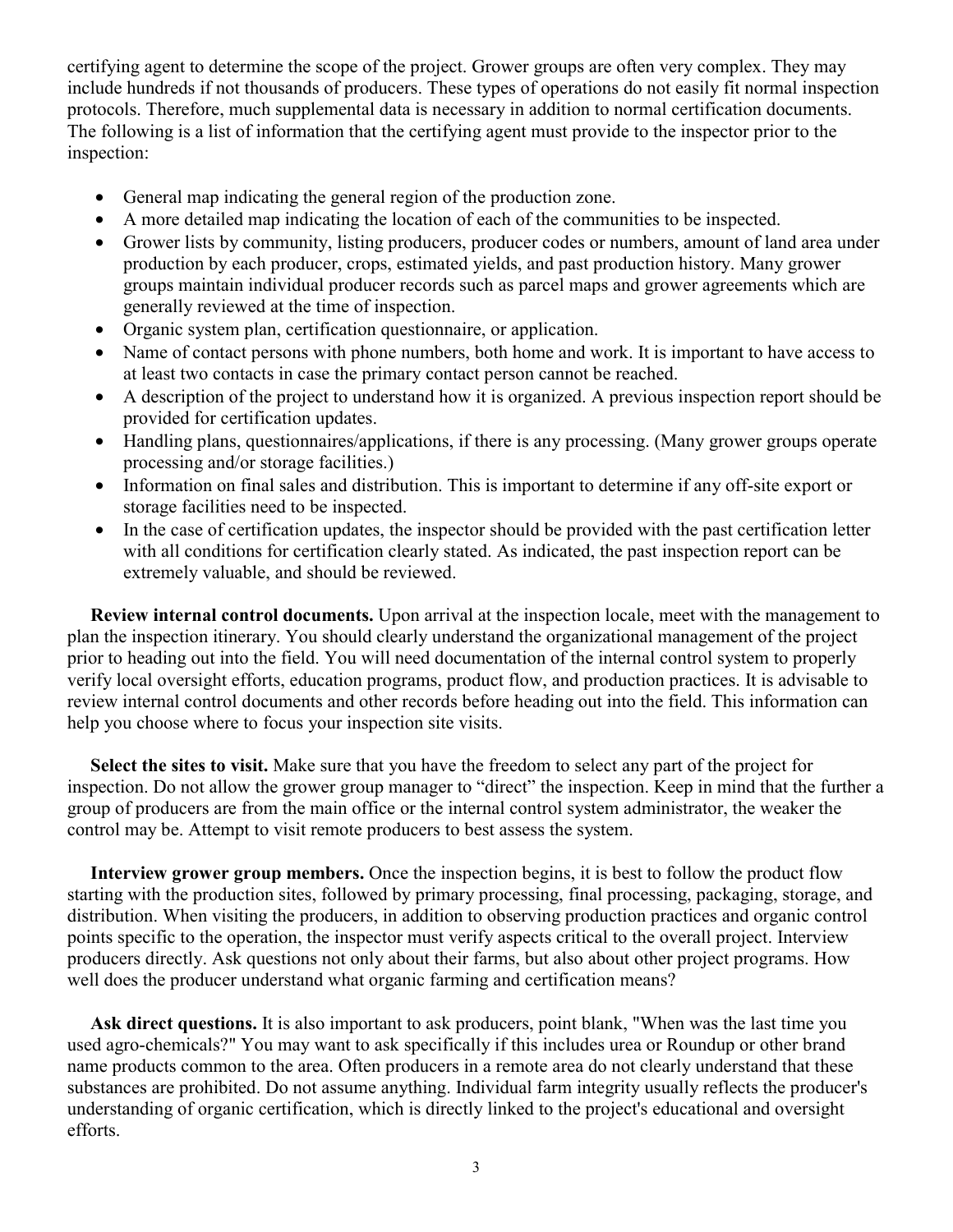certifying agent to determine the scope of the project. Grower groups are often very complex. They may include hundreds if not thousands of producers. These types of operations do not easily fit normal inspection protocols. Therefore, much supplemental data is necessary in addition to normal certification documents. The following is a list of information that the certifying agent must provide to the inspector prior to the inspection:

- General map indicating the general region of the production zone.
- A more detailed map indicating the location of each of the communities to be inspected.
- Grower lists by community, listing producers, producer codes or numbers, amount of land area under production by each producer, crops, estimated yields, and past production history. Many grower groups maintain individual producer records such as parcel maps and grower agreements which are generally reviewed at the time of inspection.
- Organic system plan, certification questionnaire, or application.
- Name of contact persons with phone numbers, both home and work. It is important to have access to at least two contacts in case the primary contact person cannot be reached.
- A description of the project to understand how it is organized. A previous inspection report should be provided for certification updates.
- Handling plans, questionnaires/applications, if there is any processing. (Many grower groups operate processing and/or storage facilities.)
- Information on final sales and distribution. This is important to determine if any off-site export or storage facilities need to be inspected.
- In the case of certification updates, the inspector should be provided with the past certification letter with all conditions for certification clearly stated. As indicated, the past inspection report can be extremely valuable, and should be reviewed.

**Review internal control documents.** Upon arrival at the inspection locale, meet with the management to plan the inspection itinerary. You should clearly understand the organizational management of the project prior to heading out into the field. You will need documentation of the internal control system to properly verify local oversight efforts, education programs, product flow, and production practices. It is advisable to review internal control documents and other records before heading out into the field. This information can help you choose where to focus your inspection site visits.

**Select the sites to visit.** Make sure that you have the freedom to select any part of the project for inspection. Do not allow the grower group manager to "direct" the inspection. Keep in mind that the further a group of producers are from the main office or the internal control system administrator, the weaker the control may be. Attempt to visit remote producers to best assess the system.

**Interview grower group members.** Once the inspection begins, it is best to follow the product flow starting with the production sites, followed by primary processing, final processing, packaging, storage, and distribution. When visiting the producers, in addition to observing production practices and organic control points specific to the operation, the inspector must verify aspects critical to the overall project. Interview producers directly. Ask questions not only about their farms, but also about other project programs. How well does the producer understand what organic farming and certification means?

**Ask direct questions.** It is also important to ask producers, point blank, "When was the last time you used agro-chemicals?" You may want to ask specifically if this includes urea or Roundup or other brand name products common to the area. Often producers in a remote area do not clearly understand that these substances are prohibited. Do not assume anything. Individual farm integrity usually reflects the producer's understanding of organic certification, which is directly linked to the project's educational and oversight efforts.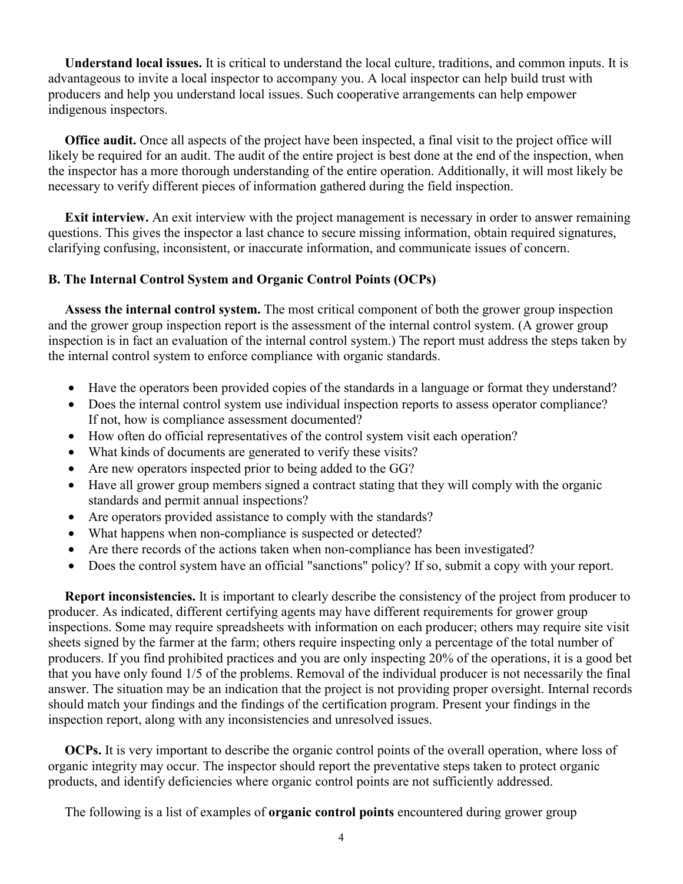**Understand local issues.** It is critical to understand the local culture, traditions, and common inputs. It is advantageous to invite a local inspector to accompany you. A local inspector can help build trust with producers and help you understand local issues. Such cooperative arrangements can help empower indigenous inspectors.

**Office audit.** Once all aspects of the project have been inspected, a final visit to the project office will likely be required for an audit. The audit of the entire project is best done at the end of the inspection, when the inspector has a more thorough understanding of the entire operation. Additionally, it will most likely be necessary to verify different pieces of information gathered during the field inspection.

**Exit interview.** An exit interview with the project management is necessary in order to answer remaining questions. This gives the inspector a last chance to secure missing information, obtain required signatures, clarifying confusing, inconsistent, or inaccurate information, and communicate issues of concern.

### B. The Internal Control System and Organic Control Points (OCPs)

**Assess the internal control system.** The most critical component of both the grower group inspection and the grower group inspection report is the assessment of the internal control system. (A grower group inspection is in fact an evaluation of the internal control system.) The report must address the steps taken by the internal control system to enforce compliance with organic standards.

- Have the operators been provided copies of the standards in a language or format they understand?
- Does the internal control system use individual inspection reports to assess operator compliance? If not, how is compliance assessment documented?
- How often do official representatives of the control system visit each operation?
- What kinds of documents are generated to verify these visits?
- Are new operators inspected prior to being added to the GG?
- Have all grower group members signed a contract stating that they will comply with the organic standards and permit annual inspections?
- Are operators provided assistance to comply with the standards?
- What happens when non-compliance is suspected or detected?
- Are there records of the actions taken when non-compliance has been investigated?
- Does the control system have an official "sanctions" policy? If so, submit a copy with your report.

**Report inconsistencies.** It is important to clearly describe the consistency of the project from producer to producer. As indicated, different certifying agents may have different requirements for grower group inspections. Some may require spreadsheets with information on each producer; others may require site visit sheets signed by the farmer at the farm; others require inspecting only a percentage of the total number of producers. If you find prohibited practices and you are only inspecting 20% of the operations, it is a good bet that you have only found 1/5 of the problems. Removal of the individual producer is not necessarily the final answer. The situation may be an indication that the project is not providing proper oversight. Internal records should match your findings and the findings of the certification program. Present your findings in the inspection report, along with any inconsistencies and unresolved issues.

**OCPs.** It is very important to describe the organic control points of the overall operation, where loss of organic integrity may occur. The inspector should report the preventative steps taken to protect organic products, and identify deficiencies where organic control points are not sufficiently addressed.

The following is a list of examples of **organic control points** encountered during grower group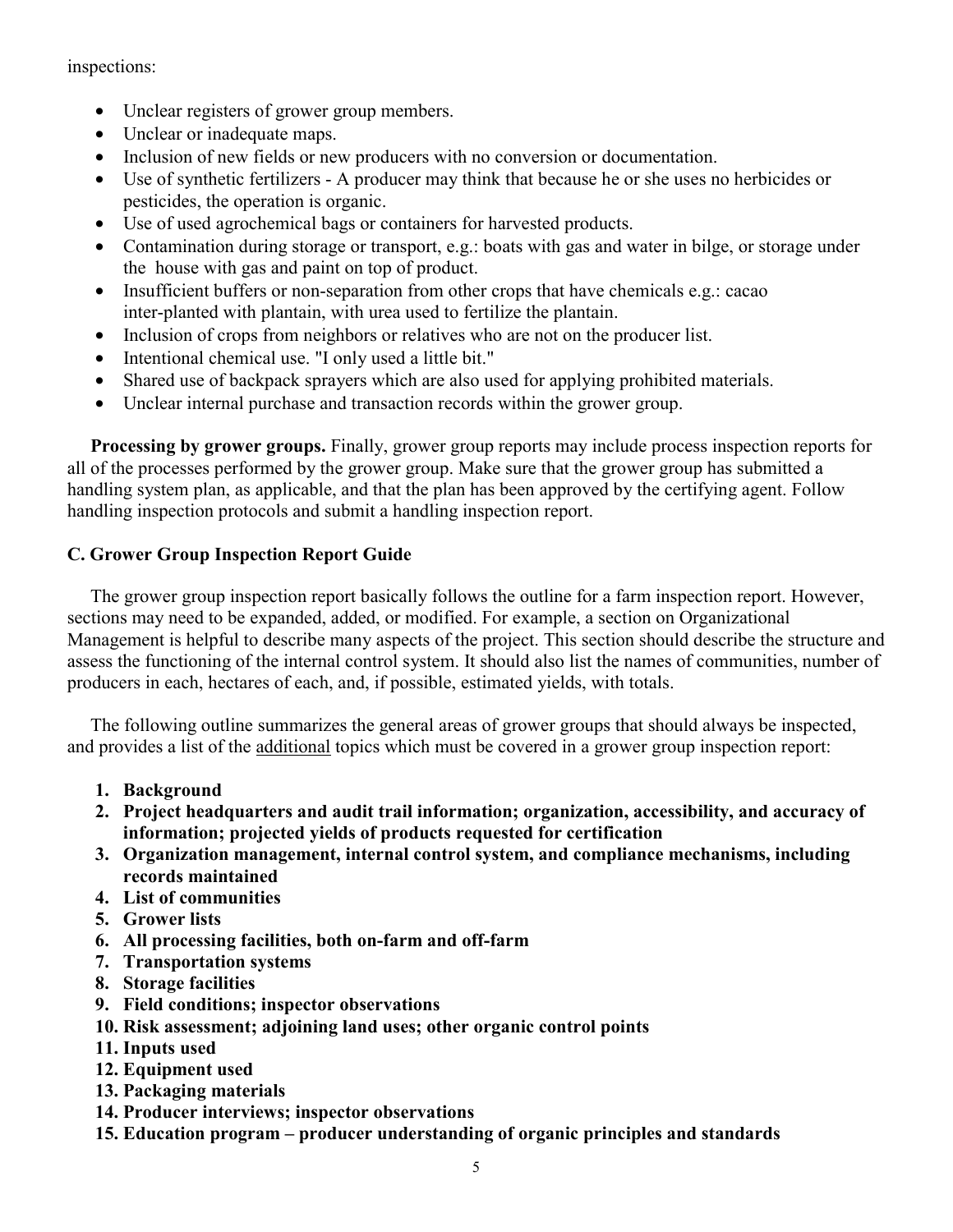inspections:

- Unclear registers of grower group members.
- Unclear or inadequate maps.
- Inclusion of new fields or new producers with no conversion or documentation.
- Use of synthetic fertilizers - A producer may think that because he or she uses no herbicides or pesticides, the operation is organic.
- Use of used agrochemical bags or containers for harvested products.
- Contamination during storage or transport, e.g.: boats with gas and water in bilge, or storage under the house with gas and paint on top of product.
- Insufficient buffers or non-separation from other crops that have chemicals e.g.: cacao inter-planted with plantain, with urea used to fertilize the plantain.
- Inclusion of crops from neighbors or relatives who are not on the producer list.
- Intentional chemical use. "I only used a little bit."
- Shared use of backpack sprayers which are also used for applying prohibited materials.
- Unclear internal purchase and transaction records within the grower group.

**Processing by grower groups.** Finally, grower group reports may include process inspection reports for all of the processes performed by the grower group. Make sure that the grower group has submitted a handling system plan, as applicable, and that the plan has been approved by the certifying agent. Follow handling inspection protocols and submit a handling inspection report.

### C. Grower Group Inspection Report Guide

The grower group inspection report basically follows the outline for a farm inspection report. However, sections may need to be expanded, added, or modified. For example, a section on Organizational Management is helpful to describe many aspects of the project. This section should describe the structure and assess the functioning of the internal control system. It should also list the names of communities, number of producers in each, hectares of each, and, if possible, estimated yields, with totals.

The following outline summarizes the general areas of grower groups that should always be inspected, and provides a list of the additional topics which must be covered in a grower group inspection report:

1. **Background**
2. **Project headquarters and audit trail information; organization, accessibility, and accuracy of information; projected yields of products requested for certification**
3. **Organization management, internal control system, and compliance mechanisms, including records maintained**
4. **List of communities**
5. **Grower lists**
6. **All processing facilities, both on-farm and off-farm**
7. **Transportation systems**
8. **Storage facilities**
9. **Field conditions; inspector observations**
10. **Risk assessment; adjoining land uses; other organic control points**
11. **Inputs used**
12. **Equipment used**
13. **Packaging materials**
14. **Producer interviews; inspector observations**
15. **Education program – producer understanding of organic principles and standards**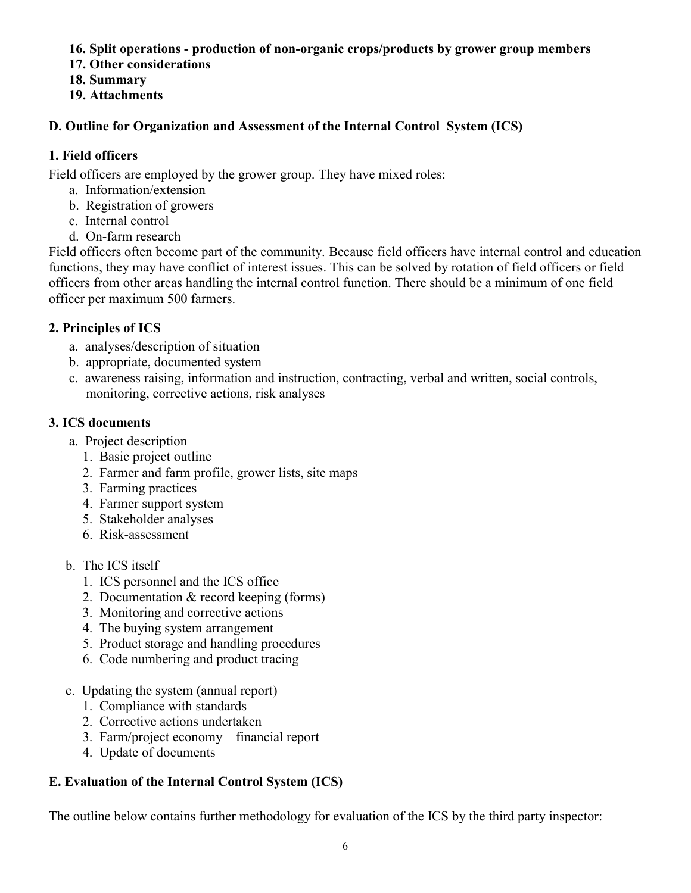**16. Split operations - production of non-organic crops/products by grower group members**
**17. Other considerations**
**18. Summary**
**19. Attachments**

## D. Outline for Organization and Assessment of the Internal Control System (ICS)

### 1. Field officers

Field officers are employed by the grower group. They have mixed roles:

a. Information/extension
b. Registration of growers
c. Internal control
d. On-farm research

Field officers often become part of the community. Because field officers have internal control and education functions, they may have conflict of interest issues. This can be solved by rotation of field officers or field officers from other areas handling the internal control function. There should be a minimum of one field officer per maximum 500 farmers.

### 2. Principles of ICS

a. analyses/description of situation
b. appropriate, documented system
c. awareness raising, information and instruction, contracting, verbal and written, social controls, monitoring, corrective actions, risk analyses

### 3. ICS documents

a. Project description
   1. Basic project outline
   2. Farmer and farm profile, grower lists, site maps
   3. Farming practices
   4. Farmer support system
   5. Stakeholder analyses
   6. Risk-assessment

b. The ICS itself
   1. ICS personnel and the ICS office
   2. Documentation & record keeping (forms)
   3. Monitoring and corrective actions
   4. The buying system arrangement
   5. Product storage and handling procedures
   6. Code numbering and product tracing

c. Updating the system (annual report)
   1. Compliance with standards
   2. Corrective actions undertaken
   3. Farm/project economy – financial report
   4. Update of documents

## E. Evaluation of the Internal Control System (ICS)

The outline below contains further methodology for evaluation of the ICS by the third party inspector: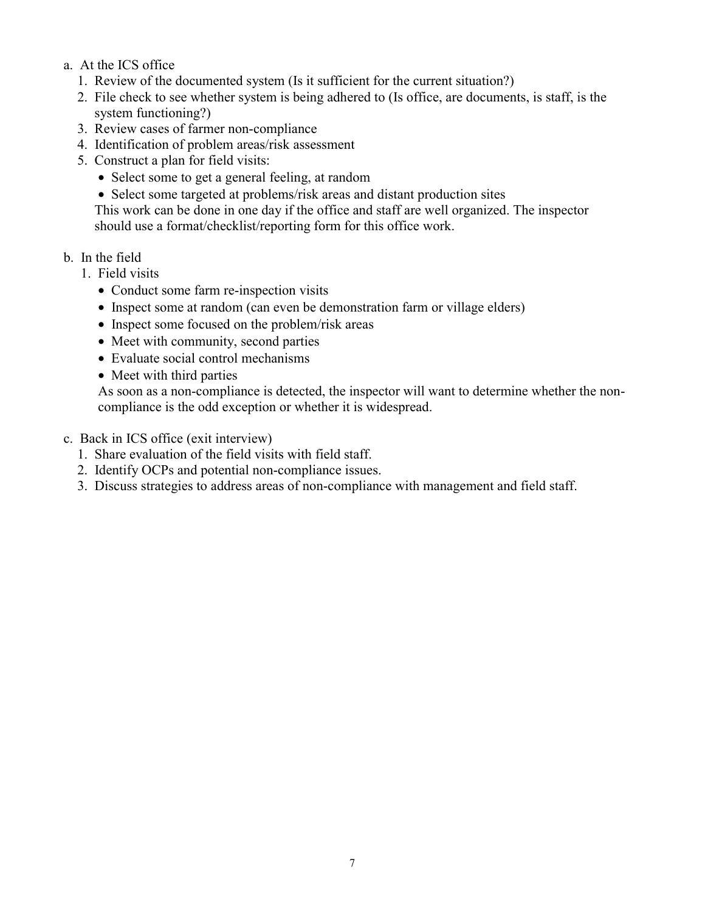a. At the ICS office

1. Review of the documented system (Is it sufficient for the current situation?)
2. File check to see whether system is being adhered to (Is office, are documents, is staff, is the system functioning?)
3. Review cases of farmer non-compliance
4. Identification of problem areas/risk assessment
5. Construct a plan for field visits:
   - Select some to get a general feeling, at random
   - Select some targeted at problems/risk areas and distant production sites

   This work can be done in one day if the office and staff are well organized. The inspector should use a format/checklist/reporting form for this office work.

b. In the field

1. Field visits
   - Conduct some farm re-inspection visits
   - Inspect some at random (can even be demonstration farm or village elders)
   - Inspect some focused on the problem/risk areas
   - Meet with community, second parties
   - Evaluate social control mechanisms
   - Meet with third parties

   As soon as a non-compliance is detected, the inspector will want to determine whether the non-compliance is the odd exception or whether it is widespread.

c. Back in ICS office (exit interview)

1. Share evaluation of the field visits with field staff.
2. Identify OCPs and potential non-compliance issues.
3. Discuss strategies to address areas of non-compliance with management and field staff.